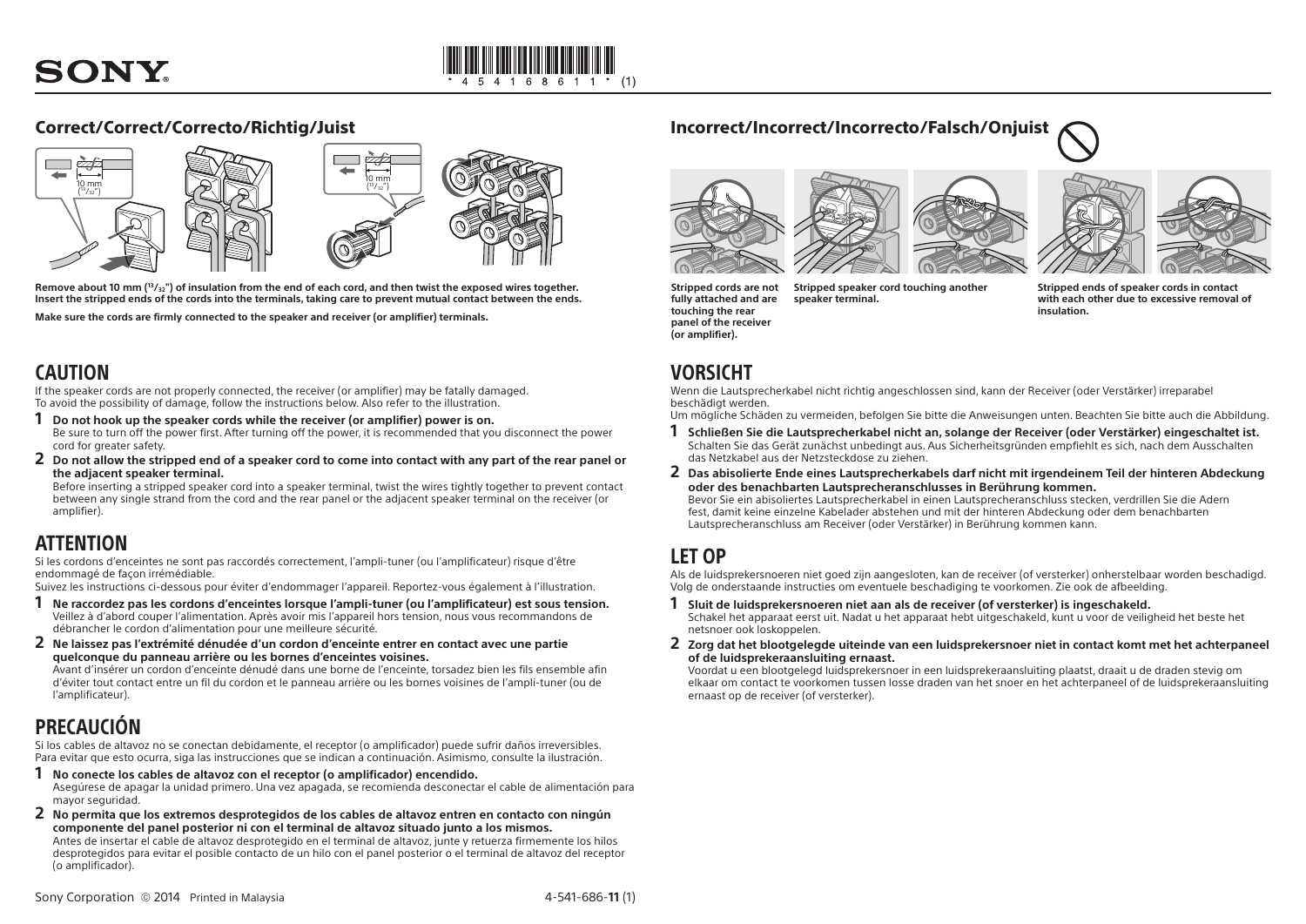SONY

## Correct/Correct/Correcto/Richtig/Juist

10 mm ($^{13}/_{32}$")

10 mm ($^{13}/_{32}$")

**Remove about 10 mm ($^{13}/_{32}$") of insulation from the end of each cord, and then twist the exposed wires together. Insert the stripped ends of the cords into the terminals, taking care to prevent mutual contact between the ends.**

**Make sure the cords are firmly connected to the speaker and receiver (or amplifier) terminals.**

## Incorrect/Incorrect/Incorrecto/Falsch/Onjuist

**Stripped cords are not fully attached and are touching the rear panel of the receiver (or amplifier).**

**Stripped speaker cord touching another speaker terminal.**

**Stripped ends of speaker cords in contact with each other due to excessive removal of insulation.**

# CAUTION

If the speaker cords are not properly connected, the receiver (or amplifier) may be fatally damaged.
To avoid the possibility of damage, follow the instructions below. Also refer to the illustration.

**1 Do not hook up the speaker cords while the receiver (or amplifier) power is on.**
Be sure to turn off the power first. After turning off the power, it is recommended that you disconnect the power cord for greater safety.

**2 Do not allow the stripped end of a speaker cord to come into contact with any part of the rear panel or the adjacent speaker terminal.**
Before inserting a stripped speaker cord into a speaker terminal, twist the wires tightly together to prevent contact between any single strand from the cord and the rear panel or the adjacent speaker terminal on the receiver (or amplifier).

# ATTENTION

Si les cordons d'enceintes ne sont pas raccordés correctement, l'ampli-tuner (ou l'amplificateur) risque d'être endommagé de façon irrémédiable.
Suivez les instructions ci-dessous pour éviter d'endommager l'appareil. Reportez-vous également à l'illustration.

**1 Ne raccordez pas les cordons d'enceintes lorsque l'ampli-tuner (ou l'amplificateur) est sous tension.**
Veillez à d'abord couper l'alimentation. Après avoir mis l'appareil hors tension, nous vous recommandons de débrancher le cordon d'alimentation pour une meilleure sécurité.

**2 Ne laissez pas l'extrémité dénudée d'un cordon d'enceinte entrer en contact avec une partie quelconque du panneau arrière ou les bornes d'enceintes voisines.**
Avant d'insérer un cordon d'enceinte dénudé dans une borne de l'enceinte, torsadez bien les fils ensemble afin d'éviter tout contact entre un fil du cordon et le panneau arrière ou les bornes voisines de l'ampli-tuner (ou de l'amplificateur).

# PRECAUCIÓN

Si los cables de altavoz no se conectan debidamente, el receptor (o amplificador) puede sufrir daños irreversibles.
Para evitar que esto ocurra, siga las instrucciones que se indican a continuación. Asimismo, consulte la ilustración.

**1 No conecte los cables de altavoz con el receptor (o amplificador) encendido.**
Asegúrese de apagar la unidad primero. Una vez apagada, se recomienda desconectar el cable de alimentación para mayor seguridad.

**2 No permita que los extremos desprotegidos de los cables de altavoz entren en contacto con ningún componente del panel posterior ni con el terminal de altavoz situado junto a los mismos.**
Antes de insertar el cable de altavoz desprotegido en el terminal de altavoz, junte y retuerza firmemente los hilos desprotegidos para evitar el posible contacto de un hilo con el panel posterior o el terminal de altavoz del receptor (o amplificador).

# VORSICHT

Wenn die Lautsprecherkabel nicht richtig angeschlossen sind, kann der Receiver (oder Verstärker) irreparabel beschädigt werden.
Um mögliche Schäden zu vermeiden, befolgen Sie bitte die Anweisungen unten. Beachten Sie bitte auch die Abbildung.

**1 Schließen Sie die Lautsprecherkabel nicht an, solange der Receiver (oder Verstärker) eingeschaltet ist.**
Schalten Sie das Gerät zunächst unbedingt aus. Aus Sicherheitsgründen empfiehlt es sich, nach dem Ausschalten das Netzkabel aus der Netzsteckdose zu ziehen.

**2 Das abisolierte Ende eines Lautsprecherkabels darf nicht mit irgendeinem Teil der hinteren Abdeckung oder des benachbarten Lautsprecheranschlusses in Berührung kommen.**
Bevor Sie ein abisoliertes Lautsprecherkabel in einen Lautsprecheranschluss stecken, verdrillen Sie die Adern fest, damit keine einzelne Kabelader abstehen und mit der hinteren Abdeckung oder dem benachbarten Lautsprecheranschluss am Receiver (oder Verstärker) in Berührung kommen kann.

# LET OP

Als de luidsprekersnoeren niet goed zijn aangesloten, kan de receiver (of versterker) onherstelbaar worden beschadigd.
Volg de onderstaande instructies om eventuele beschadiging te voorkomen. Zie ook de afbeelding.

**1 Sluit de luidsprekersnoeren niet aan als de receiver (of versterker) is ingeschakeld.**
Schakel het apparaat eerst uit. Nadat u het apparaat hebt uitgeschakeld, kunt u voor de veiligheid het beste het netsnoer ook loskoppelen.

**2 Zorg dat het blootgelegde uiteinde van een luidsprekersnoer niet in contact komt met het achterpaneel of de luidsprekeraansluiting ernaast.**
Voordat u een blootgelegd luidsprekersnoer in een luidsprekeraansluiting plaatst, draait u de draden stevig om elkaar om contact te voorkomen tussen losse draden van het snoer en het achterpaneel of de luidsprekeraansluiting ernaast op de receiver (of versterker).

Sony Corporation © 2014 Printed in Malaysia

4-541-686-**11** (1)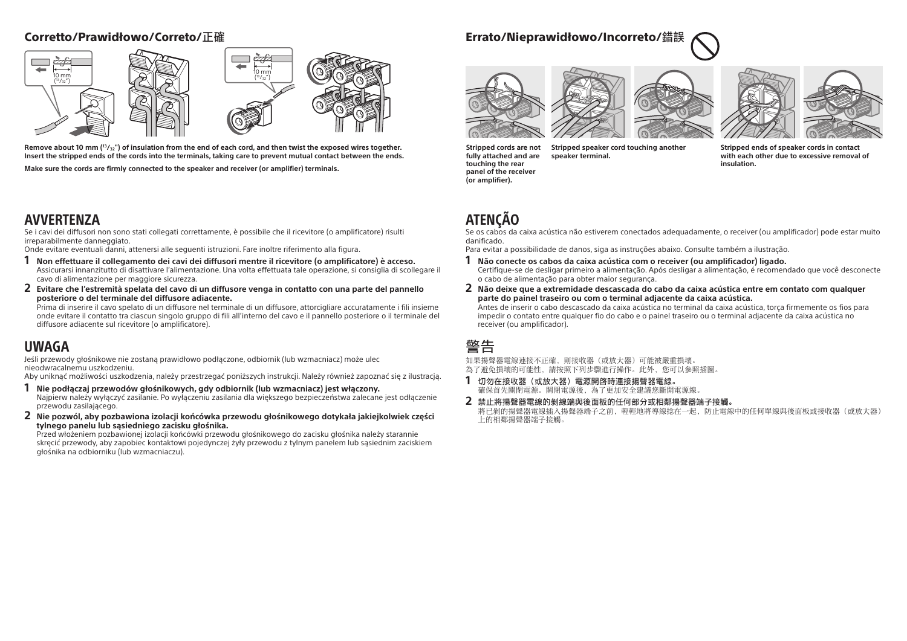## Corretto/Prawidłowo/Correto/正確

10 mm ($^{13}/_{32}$")

10 mm ($^{13}/_{32}$")

**Remove about 10 mm ($^{13}/_{32}$") of insulation from the end of each cord, and then twist the exposed wires together. Insert the stripped ends of the cords into the terminals, taking care to prevent mutual contact between the ends.**

**Make sure the cords are firmly connected to the speaker and receiver (or amplifier) terminals.**

## Errato/Nieprawidłowo/Incorreto/錯誤

**Stripped cords are not fully attached and are touching the rear panel of the receiver (or amplifier).**

**Stripped speaker cord touching another speaker terminal.**

**Stripped ends of speaker cords in contact with each other due to excessive removal of insulation.**

# AVVERTENZA

Se i cavi dei diffusori non sono stati collegati correttamente, è possibile che il ricevitore (o amplificatore) risulti irreparabilmente danneggiato.
Onde evitare eventuali danni, attenersi alle seguenti istruzioni. Fare inoltre riferimento alla figura.

**1 Non effettuare il collegamento dei cavi dei diffusori mentre il ricevitore (o amplificatore) è acceso.**
Assicurarsi innanzitutto di disattivare l'alimentazione. Una volta effettuata tale operazione, si consiglia di scollegare il cavo di alimentazione per maggiore sicurezza.

**2 Evitare che l'estremità spelata del cavo di un diffusore venga in contatto con una parte del pannello posteriore o del terminale del diffusore adiacente.**
Prima di inserire il cavo spelato di un diffusore nel terminale di un diffusore, attorcigliare accuratamente i fili insieme onde evitare il contatto tra ciascun singolo gruppo di fili all'interno del cavo e il pannello posteriore o il terminale del diffusore adiacente sul ricevitore (o amplificatore).

# UWAGA

Jeśli przewody głośnikowe nie zostaną prawidłowo podłączone, odbiornik (lub wzmacniacz) może ulec nieodwracalnemu uszkodzeniu.
Aby uniknąć możliwości uszkodzenia, należy przestrzegać poniższych instrukcji. Należy również zapoznać się z ilustracją.

**1 Nie podłączaj przewodów głośnikowych, gdy odbiornik (lub wzmacniacz) jest włączony.**
Najpierw należy wyłączyć zasilanie. Po wyłączeniu zasilania dla większego bezpieczeństwa zalecane jest odłączenie przewodu zasilającego.

**2 Nie pozwól, aby pozbawiona izolacji końcówka przewodu głośnikowego dotykała jakiejkolwiek części tylnego panelu lub sąsiedniego zacisku głośnika.**
Przed włożeniem pozbawionej izolacji końcówki przewodu głośnikowego do zacisku głośnika należy starannie skręcić przewody, aby zapobiec kontaktowi pojedynczej żyły przewodu z tylnym panelem lub sąsiednim zaciskiem głośnika na odbiorniku (lub wzmacniaczu).

# ATENÇÃO

Se os cabos da caixa acústica não estiverem conectados adequadamente, o receiver (ou amplificador) pode estar muito danificado.
Para evitar a possibilidade de danos, siga as instruções abaixo. Consulte também a ilustração.

**1 Não conecte os cabos da caixa acústica com o receiver (ou amplificador) ligado.**
Certifique-se de desligar primeiro a alimentação. Após desligar a alimentação, é recomendado que você desconecte o cabo de alimentação para obter maior segurança.

**2 Não deixe que a extremidade descascada do cabo da caixa acústica entre em contato com qualquer parte do painel traseiro ou com o terminal adjacente da caixa acústica.**
Antes de inserir o cabo descascado da caixa acústica no terminal da caixa acústica, torça firmemente os fios para impedir o contato entre qualquer fio do cabo e o painel traseiro ou o terminal adjacente da caixa acústica no receiver (ou amplificador).

# 警告

如果揚聲器電線連接不正確，則接收器（或放大器）可能被嚴重損壞。
為了避免損壞的可能性，請按照下列步驟進行操作。此外，您可以參照插圖。

**1 切勿在接收器（或放大器）電源開啓時連接揚聲器電線。**
確保首先關閉電源。關閉電源後，為了更加安全建議您斷開電源線。

**2 禁止將揚聲器電線的剝線端與後面板的任何部分或相鄰揚聲器端子接觸。**
將已剝的揚聲器電線插入揚聲器端子之前，輕輕地將導線捻在一起，防止電線中的任何單線與後面板或接收器（或放大器）上的相鄰揚聲器端子接觸。